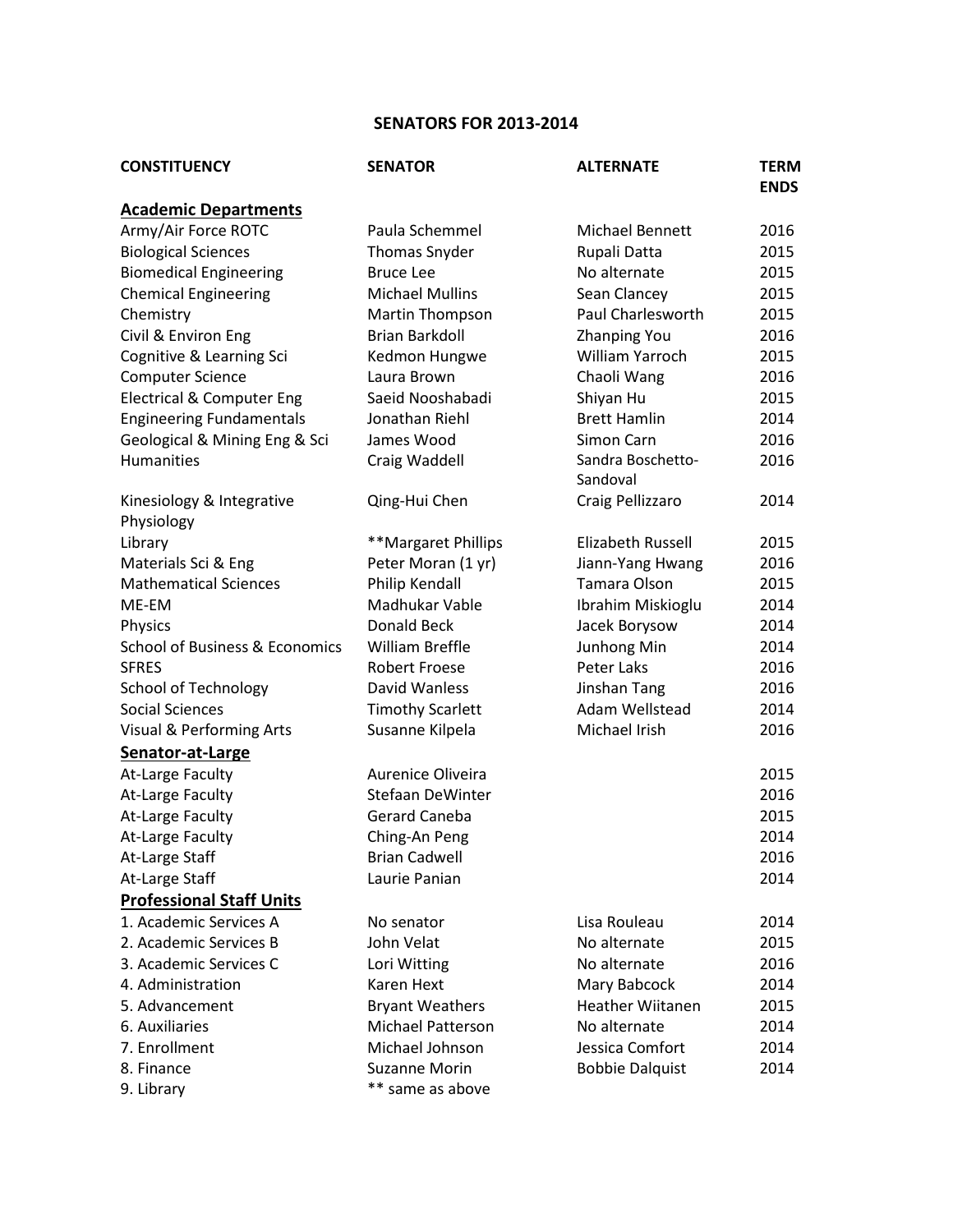# SENATORS FOR 2013-2014

| CONSTITUENCY | SENATOR | ALTERNATE | TERM ENDS |
|---|---|---|---|
| **Academic Departments** | | | |
| Army/Air Force ROTC | Paula Schemmel | Michael Bennett | 2016 |
| Biological Sciences | Thomas Snyder | Rupali Datta | 2015 |
| Biomedical Engineering | Bruce Lee | No alternate | 2015 |
| Chemical Engineering | Michael Mullins | Sean Clancey | 2015 |
| Chemistry | Martin Thompson | Paul Charlesworth | 2015 |
| Civil & Environ Eng | Brian Barkdoll | Zhanping You | 2016 |
| Cognitive & Learning Sci | Kedmon Hungwe | William Yarroch | 2015 |
| Computer Science | Laura Brown | Chaoli Wang | 2016 |
| Electrical & Computer Eng | Saeid Nooshabadi | Shiyan Hu | 2015 |
| Engineering Fundamentals | Jonathan Riehl | Brett Hamlin | 2014 |
| Geological & Mining Eng & Sci | James Wood | Simon Carn | 2016 |
| Humanities | Craig Waddell | Sandra Boschetto-Sandoval | 2016 |
| Kinesiology & Integrative Physiology | Qing-Hui Chen | Craig Pellizzaro | 2014 |
| Library | **Margaret Phillips | Elizabeth Russell | 2015 |
| Materials Sci & Eng | Peter Moran (1 yr) | Jiann-Yang Hwang | 2016 |
| Mathematical Sciences | Philip Kendall | Tamara Olson | 2015 |
| ME-EM | Madhukar Vable | Ibrahim Miskioglu | 2014 |
| Physics | Donald Beck | Jacek Borysow | 2014 |
| School of Business & Economics | William Breffle | Junhong Min | 2014 |
| SFRES | Robert Froese | Peter Laks | 2016 |
| School of Technology | David Wanless | Jinshan Tang | 2016 |
| Social Sciences | Timothy Scarlett | Adam Wellstead | 2014 |
| Visual & Performing Arts | Susanne Kilpela | Michael Irish | 2016 |
| **Senator-at-Large** | | | |
| At-Large Faculty | Aurenice Oliveira | | 2015 |
| At-Large Faculty | Stefaan DeWinter | | 2016 |
| At-Large Faculty | Gerard Caneba | | 2015 |
| At-Large Faculty | Ching-An Peng | | 2014 |
| At-Large Staff | Brian Cadwell | | 2016 |
| At-Large Staff | Laurie Panian | | 2014 |
| **Professional Staff Units** | | | |
| 1. Academic Services A | No senator | Lisa Rouleau | 2014 |
| 2. Academic Services B | John Velat | No alternate | 2015 |
| 3. Academic Services C | Lori Witting | No alternate | 2016 |
| 4. Administration | Karen Hext | Mary Babcock | 2014 |
| 5. Advancement | Bryant Weathers | Heather Wiitanen | 2015 |
| 6. Auxiliaries | Michael Patterson | No alternate | 2014 |
| 7. Enrollment | Michael Johnson | Jessica Comfort | 2014 |
| 8. Finance | Suzanne Morin | Bobbie Dalquist | 2014 |
| 9. Library | ** same as above | | |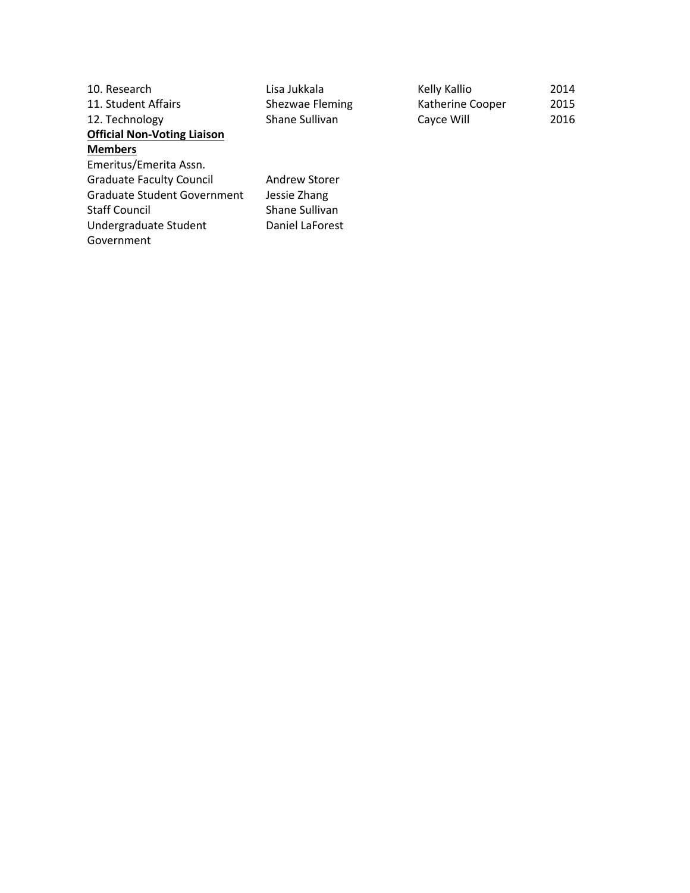| | | | |
|---|---|---|---|
| 10. Research | Lisa Jukkala | Kelly Kallio | 2014 |
| 11. Student Affairs | Shezwae Fleming | Katherine Cooper | 2015 |
| 12. Technology | Shane Sullivan | Cayce Will | 2016 |
| **Official Non-Voting Liaison Members** | | | |
| Emeritus/Emerita Assn. | | | |
| Graduate Faculty Council | Andrew Storer | | |
| Graduate Student Government | Jessie Zhang | | |
| Staff Council | Shane Sullivan | | |
| Undergraduate Student Government | Daniel LaForest | | |